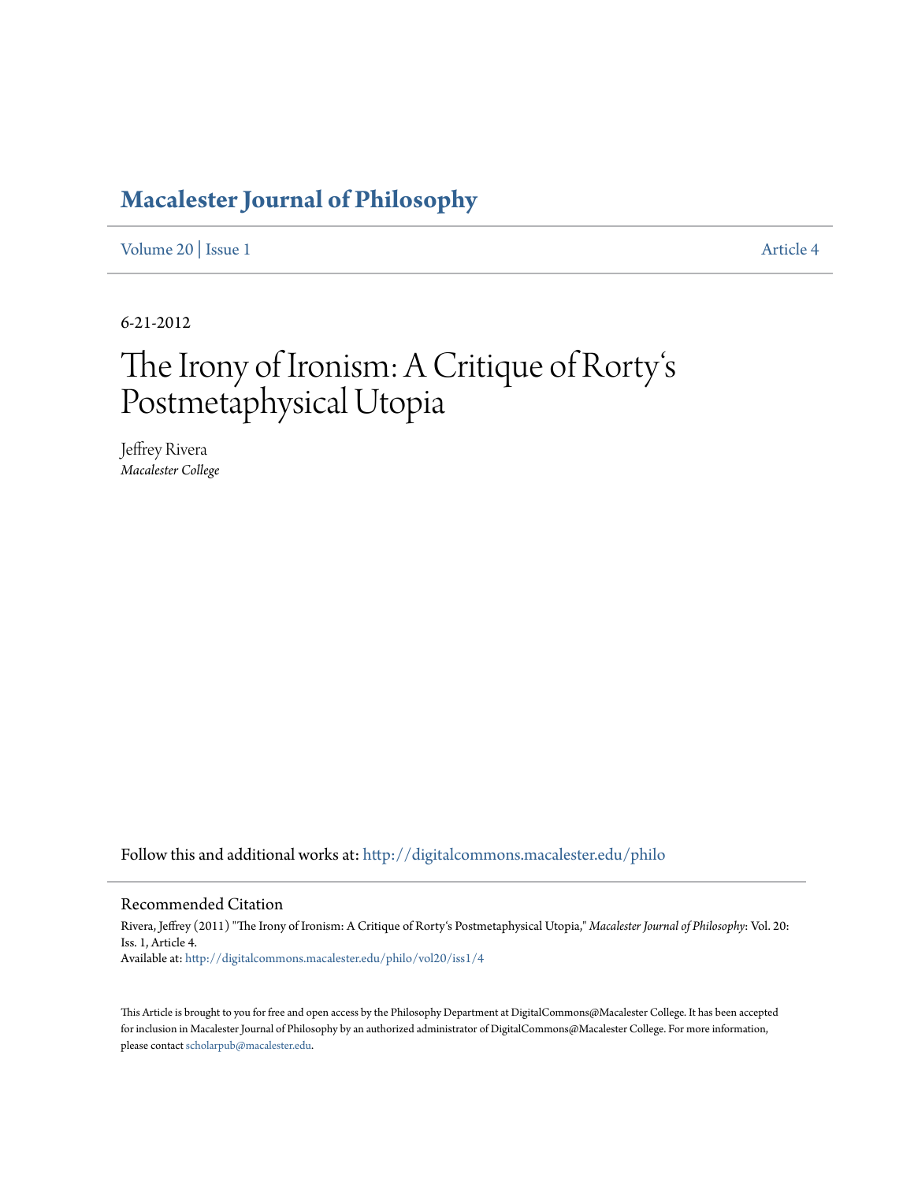# Macalester Journal of Philosophy

Volume 20 | Issue 1 Article 4

6-21-2012

# The Irony of Ironism: A Critique of Rorty's Postmetaphysical Utopia

Jeffrey Rivera
*Macalester College*

Follow this and additional works at: http://digitalcommons.macalester.edu/philo

## Recommended Citation

Rivera, Jeffrey (2011) "The Irony of Ironism: A Critique of Rorty's Postmetaphysical Utopia," *Macalester Journal of Philosophy*: Vol. 20: Iss. 1, Article 4.
Available at: http://digitalcommons.macalester.edu/philo/vol20/iss1/4

This Article is brought to you for free and open access by the Philosophy Department at DigitalCommons@Macalester College. It has been accepted for inclusion in Macalester Journal of Philosophy by an authorized administrator of DigitalCommons@Macalester College. For more information, please contact scholarpub@macalester.edu.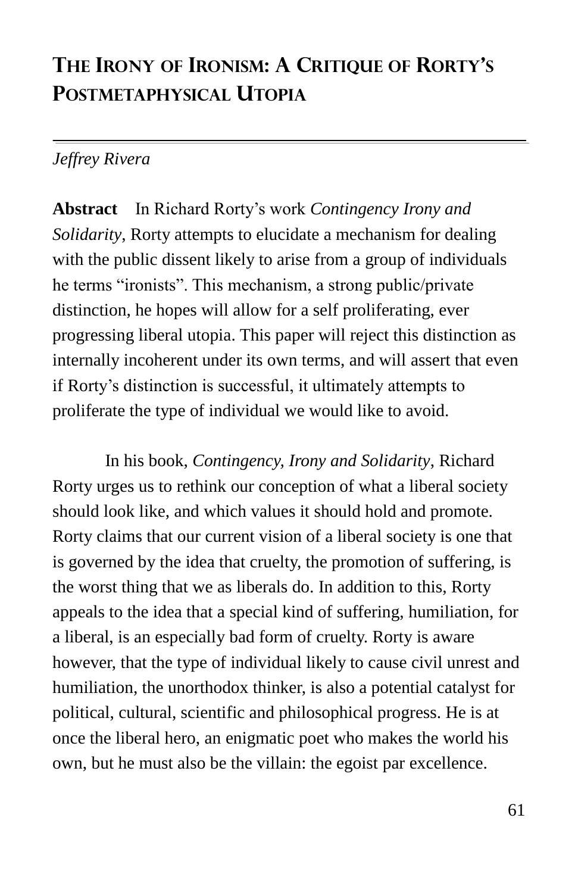# The Irony of Ironism: A Critique of Rorty's Postmetaphysical Utopia

*Jeffrey Rivera*

**Abstract** In Richard Rorty's work *Contingency Irony and Solidarity*, Rorty attempts to elucidate a mechanism for dealing with the public dissent likely to arise from a group of individuals he terms "ironists". This mechanism, a strong public/private distinction, he hopes will allow for a self proliferating, ever progressing liberal utopia. This paper will reject this distinction as internally incoherent under its own terms, and will assert that even if Rorty's distinction is successful, it ultimately attempts to proliferate the type of individual we would like to avoid.

In his book, *Contingency, Irony and Solidarity*, Richard Rorty urges us to rethink our conception of what a liberal society should look like, and which values it should hold and promote. Rorty claims that our current vision of a liberal society is one that is governed by the idea that cruelty, the promotion of suffering, is the worst thing that we as liberals do. In addition to this, Rorty appeals to the idea that a special kind of suffering, humiliation, for a liberal, is an especially bad form of cruelty. Rorty is aware however, that the type of individual likely to cause civil unrest and humiliation, the unorthodox thinker, is also a potential catalyst for political, cultural, scientific and philosophical progress. He is at once the liberal hero, an enigmatic poet who makes the world his own, but he must also be the villain: the egoist par excellence.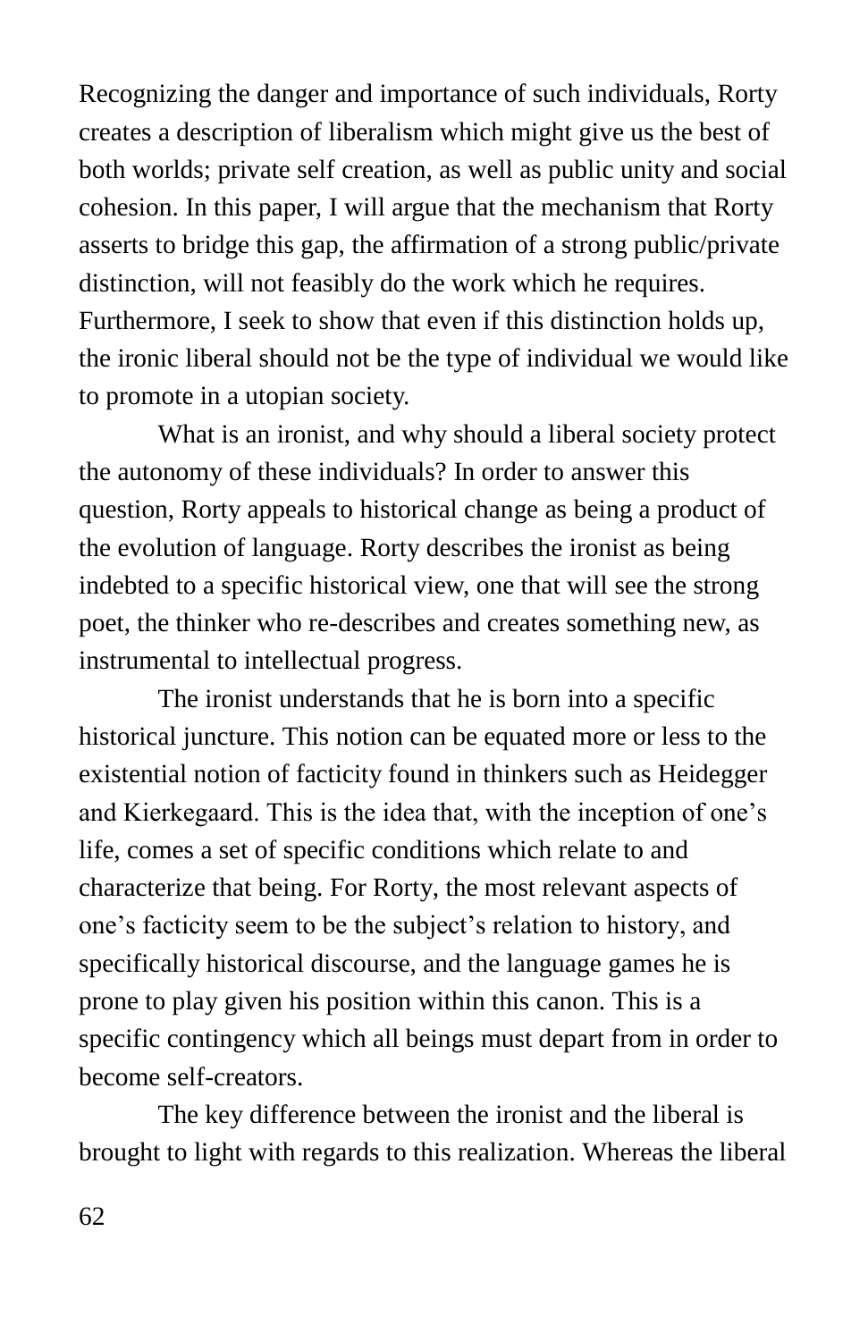Recognizing the danger and importance of such individuals, Rorty creates a description of liberalism which might give us the best of both worlds; private self creation, as well as public unity and social cohesion. In this paper, I will argue that the mechanism that Rorty asserts to bridge this gap, the affirmation of a strong public/private distinction, will not feasibly do the work which he requires. Furthermore, I seek to show that even if this distinction holds up, the ironic liberal should not be the type of individual we would like to promote in a utopian society.

What is an ironist, and why should a liberal society protect the autonomy of these individuals? In order to answer this question, Rorty appeals to historical change as being a product of the evolution of language. Rorty describes the ironist as being indebted to a specific historical view, one that will see the strong poet, the thinker who re-describes and creates something new, as instrumental to intellectual progress.

The ironist understands that he is born into a specific historical juncture. This notion can be equated more or less to the existential notion of facticity found in thinkers such as Heidegger and Kierkegaard. This is the idea that, with the inception of one's life, comes a set of specific conditions which relate to and characterize that being. For Rorty, the most relevant aspects of one's facticity seem to be the subject's relation to history, and specifically historical discourse, and the language games he is prone to play given his position within this canon. This is a specific contingency which all beings must depart from in order to become self-creators.

The key difference between the ironist and the liberal is brought to light with regards to this realization. Whereas the liberal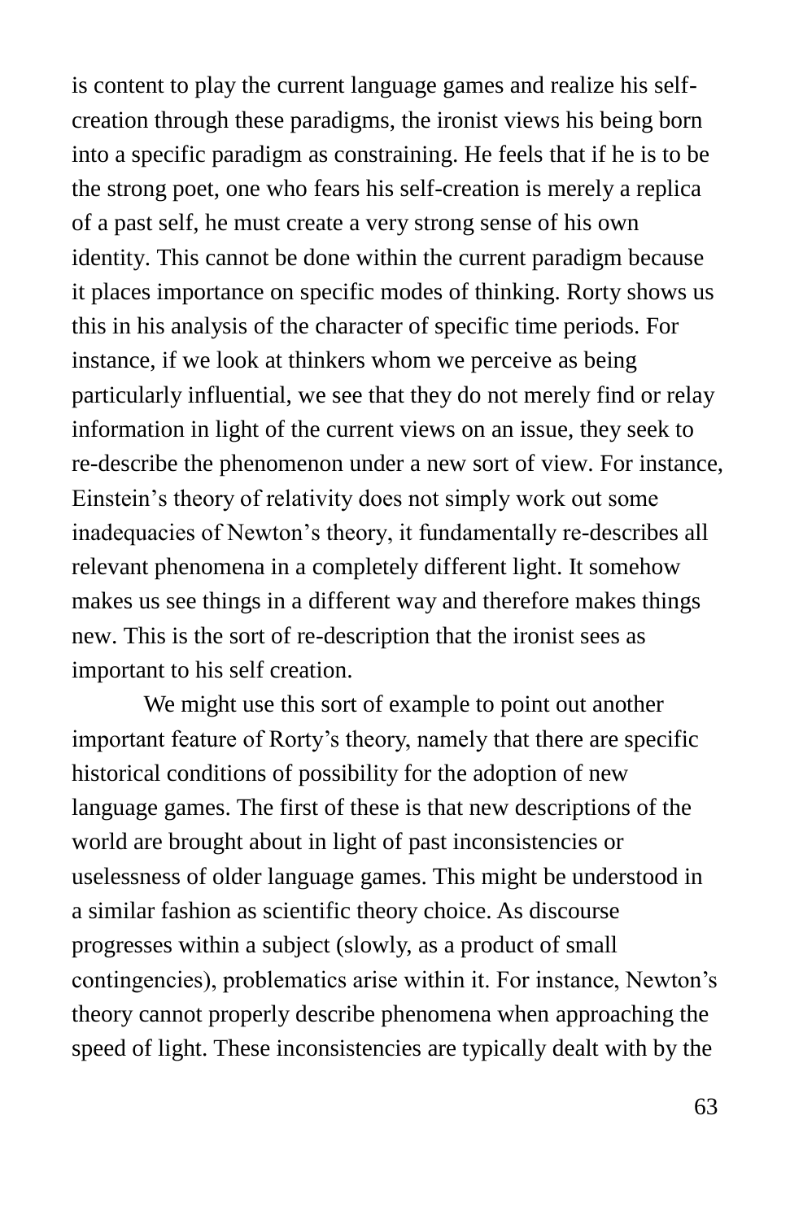is content to play the current language games and realize his self-creation through these paradigms, the ironist views his being born into a specific paradigm as constraining. He feels that if he is to be the strong poet, one who fears his self-creation is merely a replica of a past self, he must create a very strong sense of his own identity. This cannot be done within the current paradigm because it places importance on specific modes of thinking. Rorty shows us this in his analysis of the character of specific time periods. For instance, if we look at thinkers whom we perceive as being particularly influential, we see that they do not merely find or relay information in light of the current views on an issue, they seek to re-describe the phenomenon under a new sort of view. For instance, Einstein's theory of relativity does not simply work out some inadequacies of Newton's theory, it fundamentally re-describes all relevant phenomena in a completely different light. It somehow makes us see things in a different way and therefore makes things new. This is the sort of re-description that the ironist sees as important to his self creation.

We might use this sort of example to point out another important feature of Rorty's theory, namely that there are specific historical conditions of possibility for the adoption of new language games. The first of these is that new descriptions of the world are brought about in light of past inconsistencies or uselessness of older language games. This might be understood in a similar fashion as scientific theory choice. As discourse progresses within a subject (slowly, as a product of small contingencies), problematics arise within it. For instance, Newton's theory cannot properly describe phenomena when approaching the speed of light. These inconsistencies are typically dealt with by the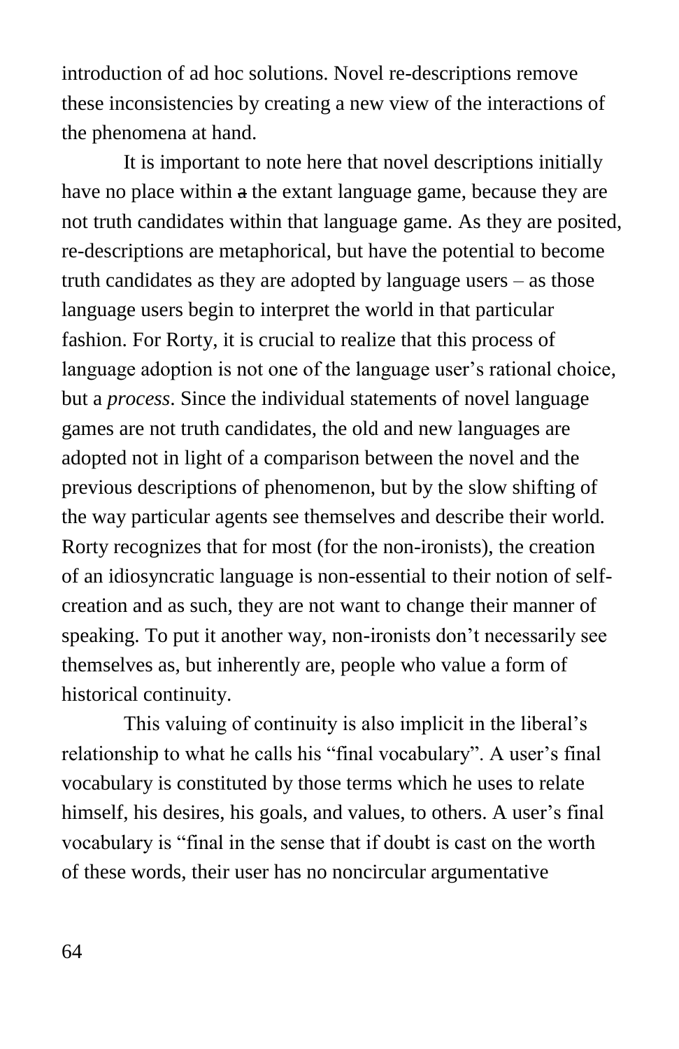introduction of ad hoc solutions. Novel re-descriptions remove these inconsistencies by creating a new view of the interactions of the phenomena at hand.

It is important to note here that novel descriptions initially have no place within ~~a~~ the extant language game, because they are not truth candidates within that language game. As they are posited, re-descriptions are metaphorical, but have the potential to become truth candidates as they are adopted by language users – as those language users begin to interpret the world in that particular fashion. For Rorty, it is crucial to realize that this process of language adoption is not one of the language user's rational choice, but a *process*. Since the individual statements of novel language games are not truth candidates, the old and new languages are adopted not in light of a comparison between the novel and the previous descriptions of phenomenon, but by the slow shifting of the way particular agents see themselves and describe their world. Rorty recognizes that for most (for the non-ironists), the creation of an idiosyncratic language is non-essential to their notion of self-creation and as such, they are not want to change their manner of speaking. To put it another way, non-ironists don't necessarily see themselves as, but inherently are, people who value a form of historical continuity.

This valuing of continuity is also implicit in the liberal's relationship to what he calls his "final vocabulary". A user's final vocabulary is constituted by those terms which he uses to relate himself, his desires, his goals, and values, to others. A user's final vocabulary is "final in the sense that if doubt is cast on the worth of these words, their user has no noncircular argumentative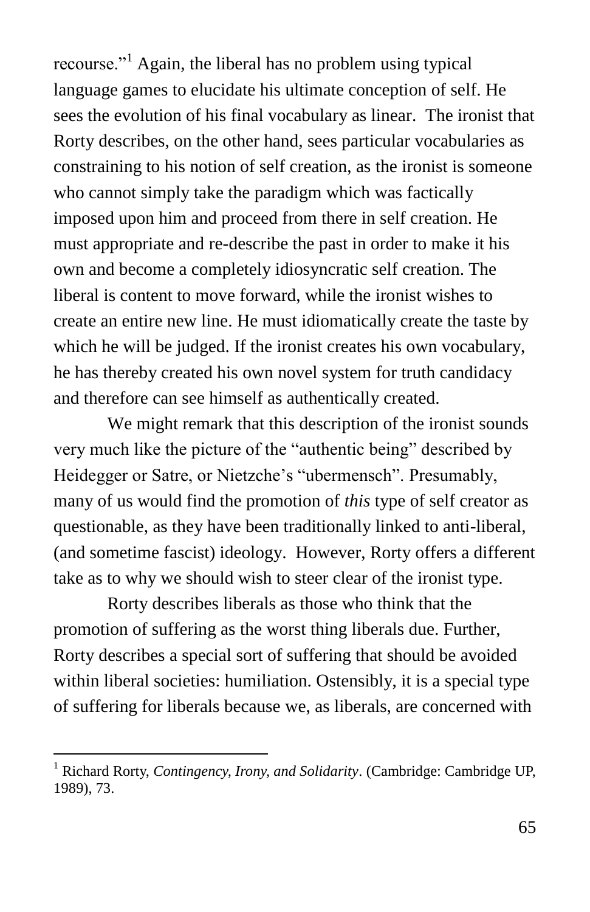recourse."[1] Again, the liberal has no problem using typical language games to elucidate his ultimate conception of self. He sees the evolution of his final vocabulary as linear. The ironist that Rorty describes, on the other hand, sees particular vocabularies as constraining to his notion of self creation, as the ironist is someone who cannot simply take the paradigm which was factically imposed upon him and proceed from there in self creation. He must appropriate and re-describe the past in order to make it his own and become a completely idiosyncratic self creation. The liberal is content to move forward, while the ironist wishes to create an entire new line. He must idiomatically create the taste by which he will be judged. If the ironist creates his own vocabulary, he has thereby created his own novel system for truth candidacy and therefore can see himself as authentically created.

We might remark that this description of the ironist sounds very much like the picture of the "authentic being" described by Heidegger or Satre, or Nietzche's "ubermensch". Presumably, many of us would find the promotion of *this* type of self creator as questionable, as they have been traditionally linked to anti-liberal, (and sometime fascist) ideology. However, Rorty offers a different take as to why we should wish to steer clear of the ironist type.

Rorty describes liberals as those who think that the promotion of suffering as the worst thing liberals due. Further, Rorty describes a special sort of suffering that should be avoided within liberal societies: humiliation. Ostensibly, it is a special type of suffering for liberals because we, as liberals, are concerned with

---

[1] Richard Rorty, *Contingency, Irony, and Solidarity*. (Cambridge: Cambridge UP, 1989), 73.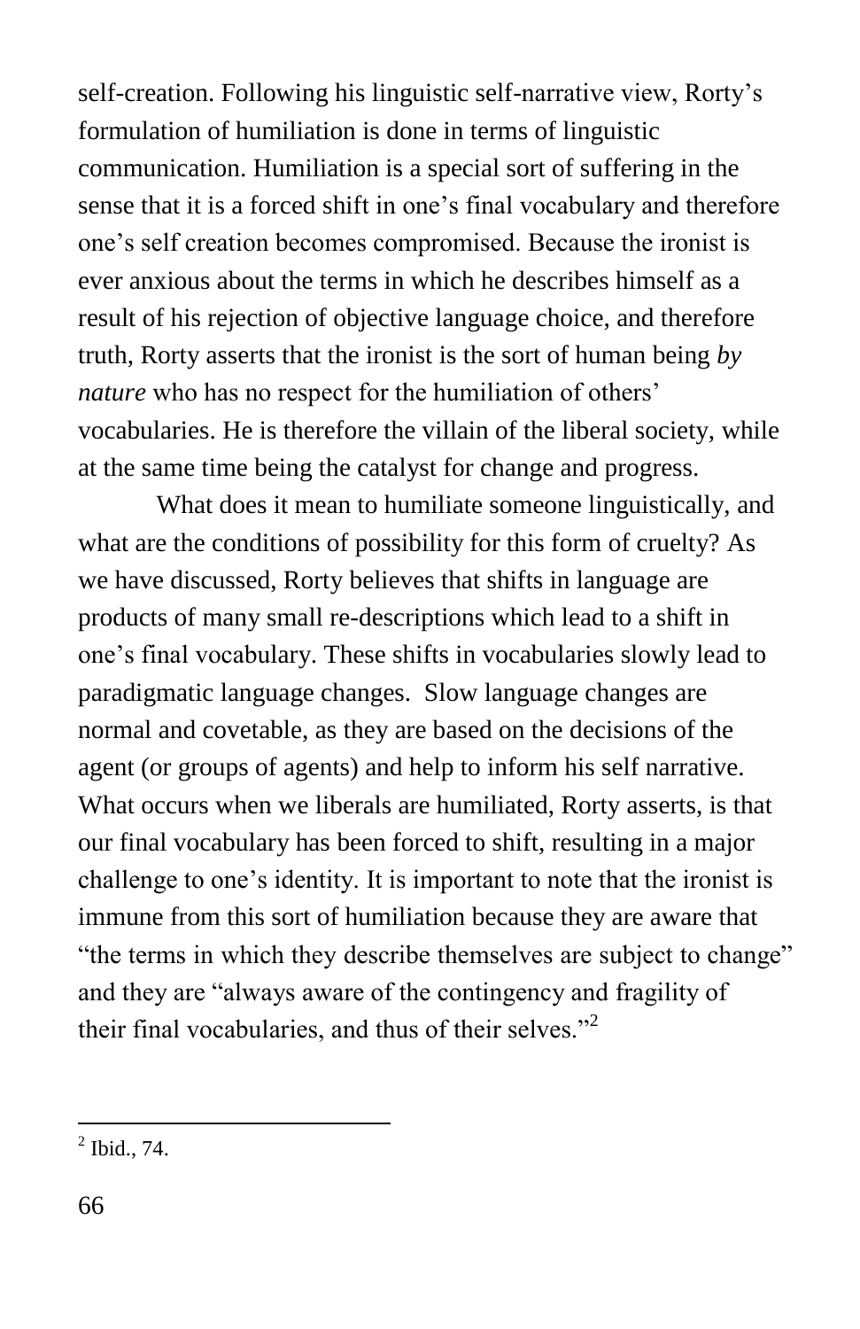self-creation. Following his linguistic self-narrative view, Rorty's formulation of humiliation is done in terms of linguistic communication. Humiliation is a special sort of suffering in the sense that it is a forced shift in one's final vocabulary and therefore one's self creation becomes compromised. Because the ironist is ever anxious about the terms in which he describes himself as a result of his rejection of objective language choice, and therefore truth, Rorty asserts that the ironist is the sort of human being *by nature* who has no respect for the humiliation of others' vocabularies. He is therefore the villain of the liberal society, while at the same time being the catalyst for change and progress.

What does it mean to humiliate someone linguistically, and what are the conditions of possibility for this form of cruelty? As we have discussed, Rorty believes that shifts in language are products of many small re-descriptions which lead to a shift in one's final vocabulary. These shifts in vocabularies slowly lead to paradigmatic language changes. Slow language changes are normal and covetable, as they are based on the decisions of the agent (or groups of agents) and help to inform his self narrative. What occurs when we liberals are humiliated, Rorty asserts, is that our final vocabulary has been forced to shift, resulting in a major challenge to one's identity. It is important to note that the ironist is immune from this sort of humiliation because they are aware that "the terms in which they describe themselves are subject to change" and they are "always aware of the contingency and fragility of their final vocabularies, and thus of their selves."[2]

---

[2] Ibid., 74.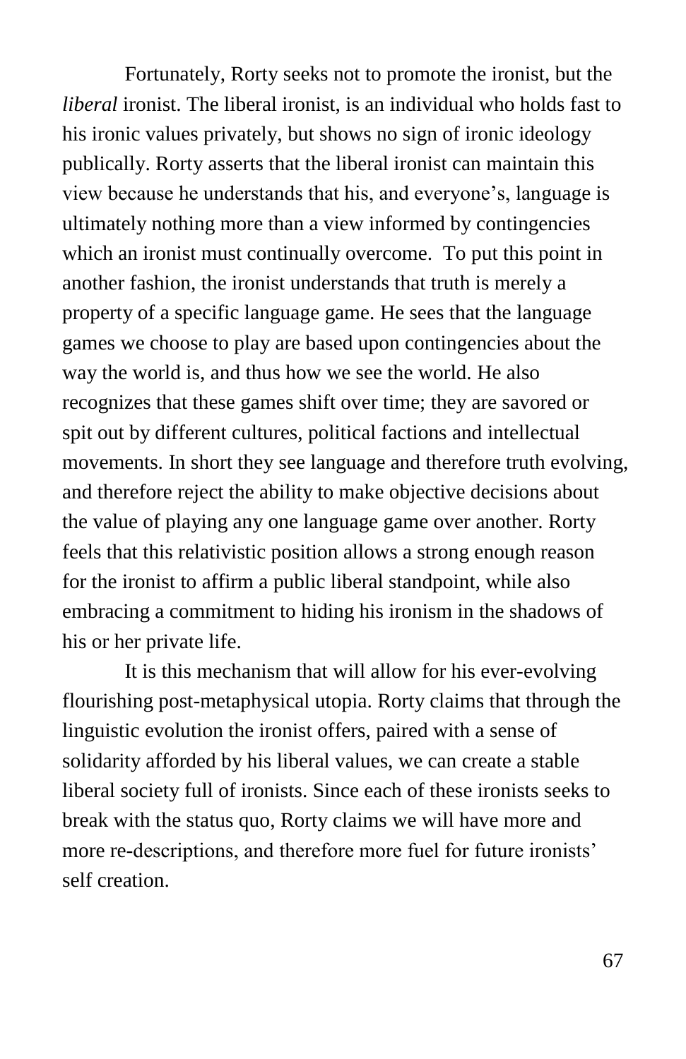Fortunately, Rorty seeks not to promote the ironist, but the *liberal* ironist. The liberal ironist, is an individual who holds fast to his ironic values privately, but shows no sign of ironic ideology publically. Rorty asserts that the liberal ironist can maintain this view because he understands that his, and everyone's, language is ultimately nothing more than a view informed by contingencies which an ironist must continually overcome. To put this point in another fashion, the ironist understands that truth is merely a property of a specific language game. He sees that the language games we choose to play are based upon contingencies about the way the world is, and thus how we see the world. He also recognizes that these games shift over time; they are savored or spit out by different cultures, political factions and intellectual movements. In short they see language and therefore truth evolving, and therefore reject the ability to make objective decisions about the value of playing any one language game over another. Rorty feels that this relativistic position allows a strong enough reason for the ironist to affirm a public liberal standpoint, while also embracing a commitment to hiding his ironism in the shadows of his or her private life.

It is this mechanism that will allow for his ever-evolving flourishing post-metaphysical utopia. Rorty claims that through the linguistic evolution the ironist offers, paired with a sense of solidarity afforded by his liberal values, we can create a stable liberal society full of ironists. Since each of these ironists seeks to break with the status quo, Rorty claims we will have more and more re-descriptions, and therefore more fuel for future ironists' self creation.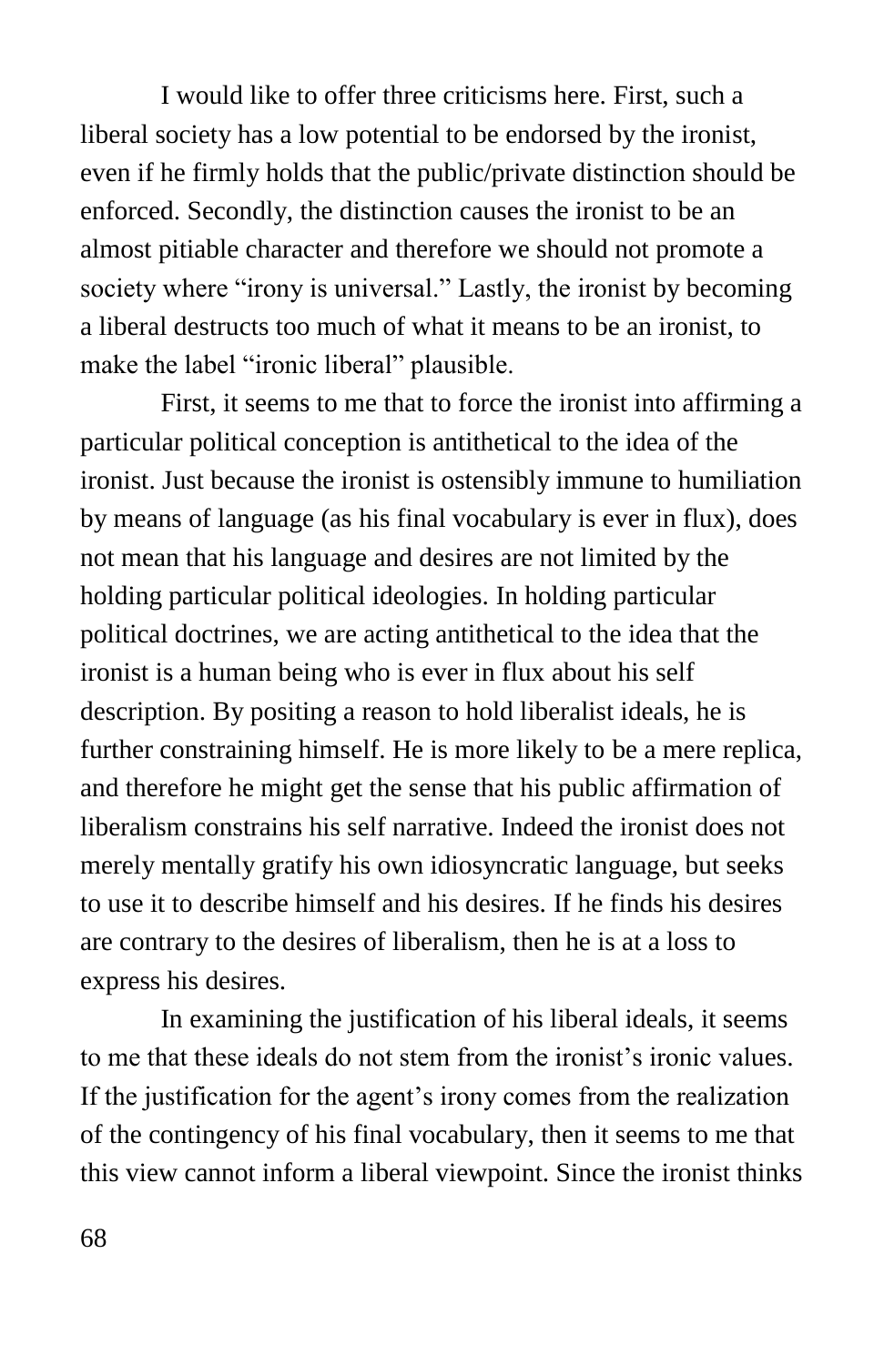I would like to offer three criticisms here. First, such a liberal society has a low potential to be endorsed by the ironist, even if he firmly holds that the public/private distinction should be enforced. Secondly, the distinction causes the ironist to be an almost pitiable character and therefore we should not promote a society where "irony is universal." Lastly, the ironist by becoming a liberal destructs too much of what it means to be an ironist, to make the label "ironic liberal" plausible.

First, it seems to me that to force the ironist into affirming a particular political conception is antithetical to the idea of the ironist. Just because the ironist is ostensibly immune to humiliation by means of language (as his final vocabulary is ever in flux), does not mean that his language and desires are not limited by the holding particular political ideologies. In holding particular political doctrines, we are acting antithetical to the idea that the ironist is a human being who is ever in flux about his self description. By positing a reason to hold liberalist ideals, he is further constraining himself. He is more likely to be a mere replica, and therefore he might get the sense that his public affirmation of liberalism constrains his self narrative. Indeed the ironist does not merely mentally gratify his own idiosyncratic language, but seeks to use it to describe himself and his desires. If he finds his desires are contrary to the desires of liberalism, then he is at a loss to express his desires.

In examining the justification of his liberal ideals, it seems to me that these ideals do not stem from the ironist's ironic values. If the justification for the agent's irony comes from the realization of the contingency of his final vocabulary, then it seems to me that this view cannot inform a liberal viewpoint. Since the ironist thinks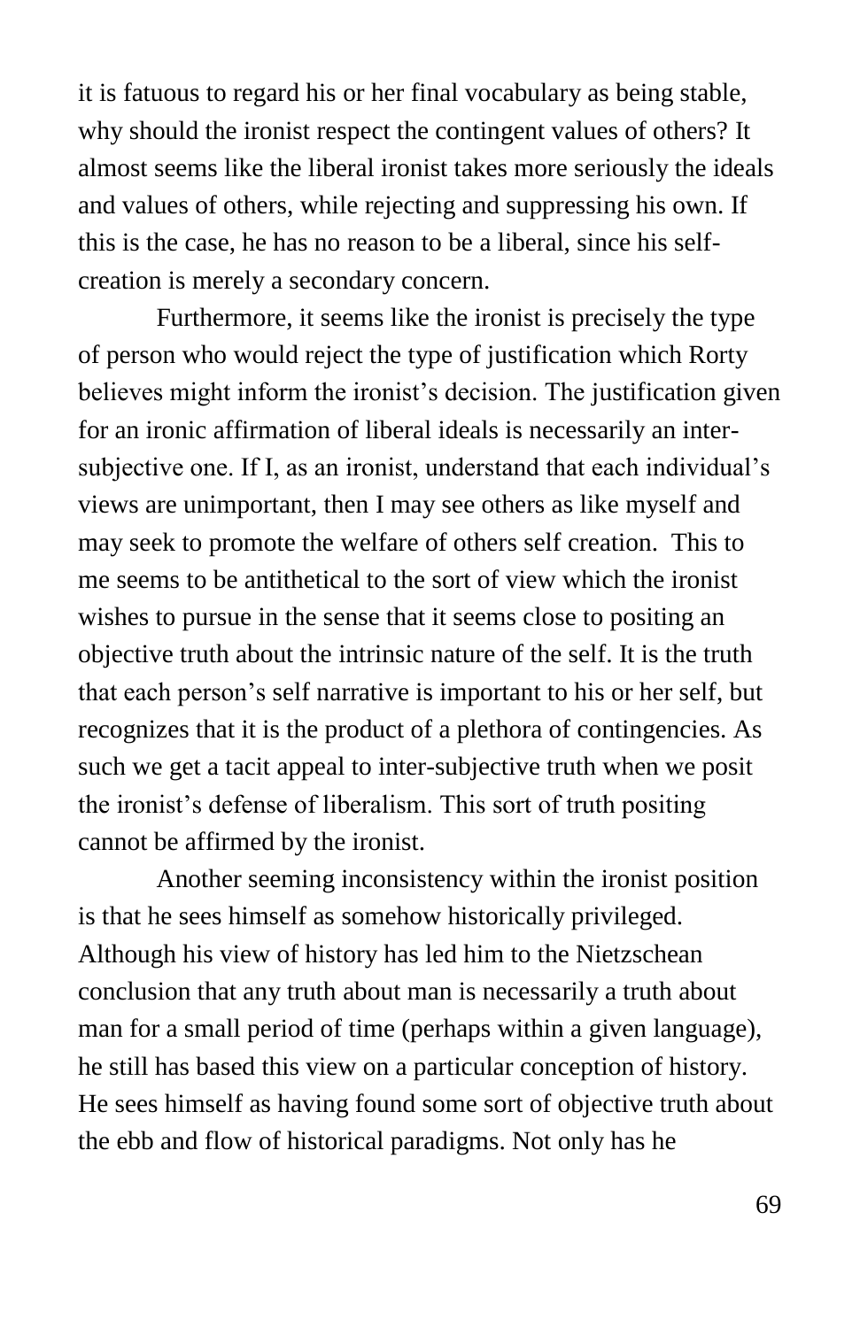it is fatuous to regard his or her final vocabulary as being stable, why should the ironist respect the contingent values of others? It almost seems like the liberal ironist takes more seriously the ideals and values of others, while rejecting and suppressing his own. If this is the case, he has no reason to be a liberal, since his self-creation is merely a secondary concern.

Furthermore, it seems like the ironist is precisely the type of person who would reject the type of justification which Rorty believes might inform the ironist's decision. The justification given for an ironic affirmation of liberal ideals is necessarily an inter-subjective one. If I, as an ironist, understand that each individual's views are unimportant, then I may see others as like myself and may seek to promote the welfare of others self creation. This to me seems to be antithetical to the sort of view which the ironist wishes to pursue in the sense that it seems close to positing an objective truth about the intrinsic nature of the self. It is the truth that each person's self narrative is important to his or her self, but recognizes that it is the product of a plethora of contingencies. As such we get a tacit appeal to inter-subjective truth when we posit the ironist's defense of liberalism. This sort of truth positing cannot be affirmed by the ironist.

Another seeming inconsistency within the ironist position is that he sees himself as somehow historically privileged. Although his view of history has led him to the Nietzschean conclusion that any truth about man is necessarily a truth about man for a small period of time (perhaps within a given language), he still has based this view on a particular conception of history. He sees himself as having found some sort of objective truth about the ebb and flow of historical paradigms. Not only has he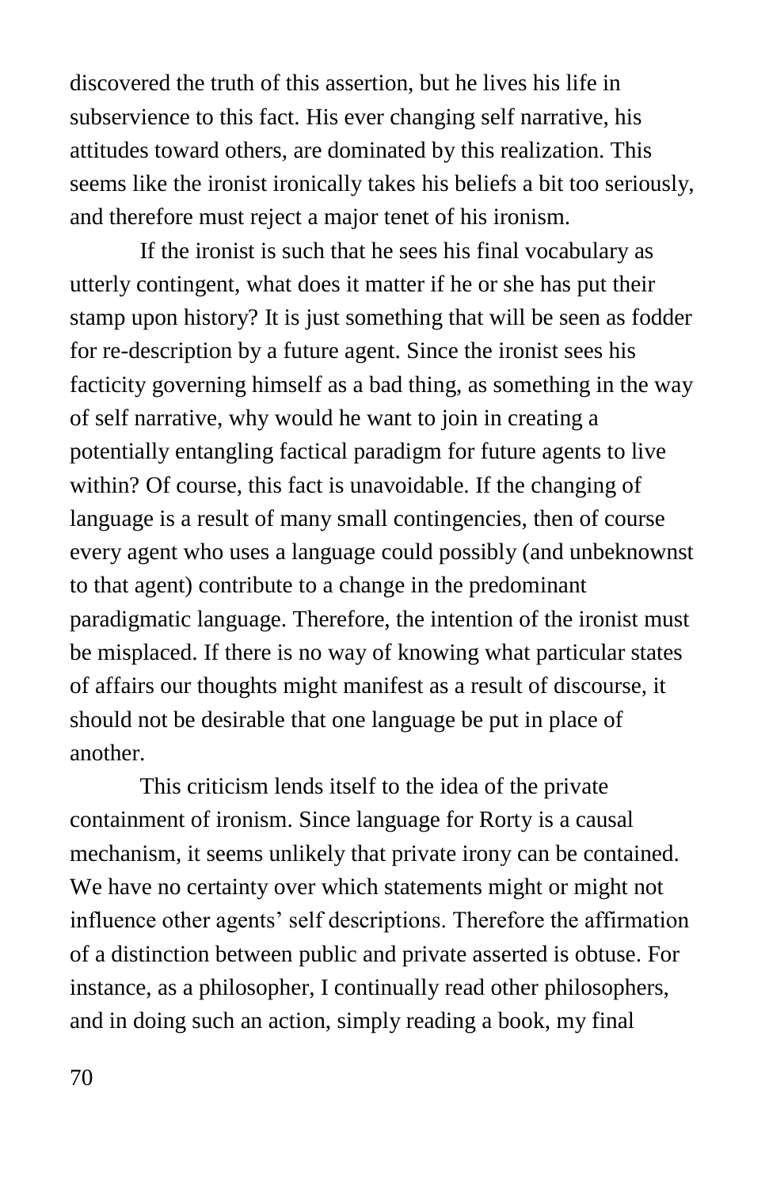discovered the truth of this assertion, but he lives his life in subservience to this fact. His ever changing self narrative, his attitudes toward others, are dominated by this realization. This seems like the ironist ironically takes his beliefs a bit too seriously, and therefore must reject a major tenet of his ironism.

If the ironist is such that he sees his final vocabulary as utterly contingent, what does it matter if he or she has put their stamp upon history? It is just something that will be seen as fodder for re-description by a future agent. Since the ironist sees his facticity governing himself as a bad thing, as something in the way of self narrative, why would he want to join in creating a potentially entangling factical paradigm for future agents to live within? Of course, this fact is unavoidable. If the changing of language is a result of many small contingencies, then of course every agent who uses a language could possibly (and unbeknownst to that agent) contribute to a change in the predominant paradigmatic language. Therefore, the intention of the ironist must be misplaced. If there is no way of knowing what particular states of affairs our thoughts might manifest as a result of discourse, it should not be desirable that one language be put in place of another.

This criticism lends itself to the idea of the private containment of ironism. Since language for Rorty is a causal mechanism, it seems unlikely that private irony can be contained. We have no certainty over which statements might or might not influence other agents' self descriptions. Therefore the affirmation of a distinction between public and private asserted is obtuse. For instance, as a philosopher, I continually read other philosophers, and in doing such an action, simply reading a book, my final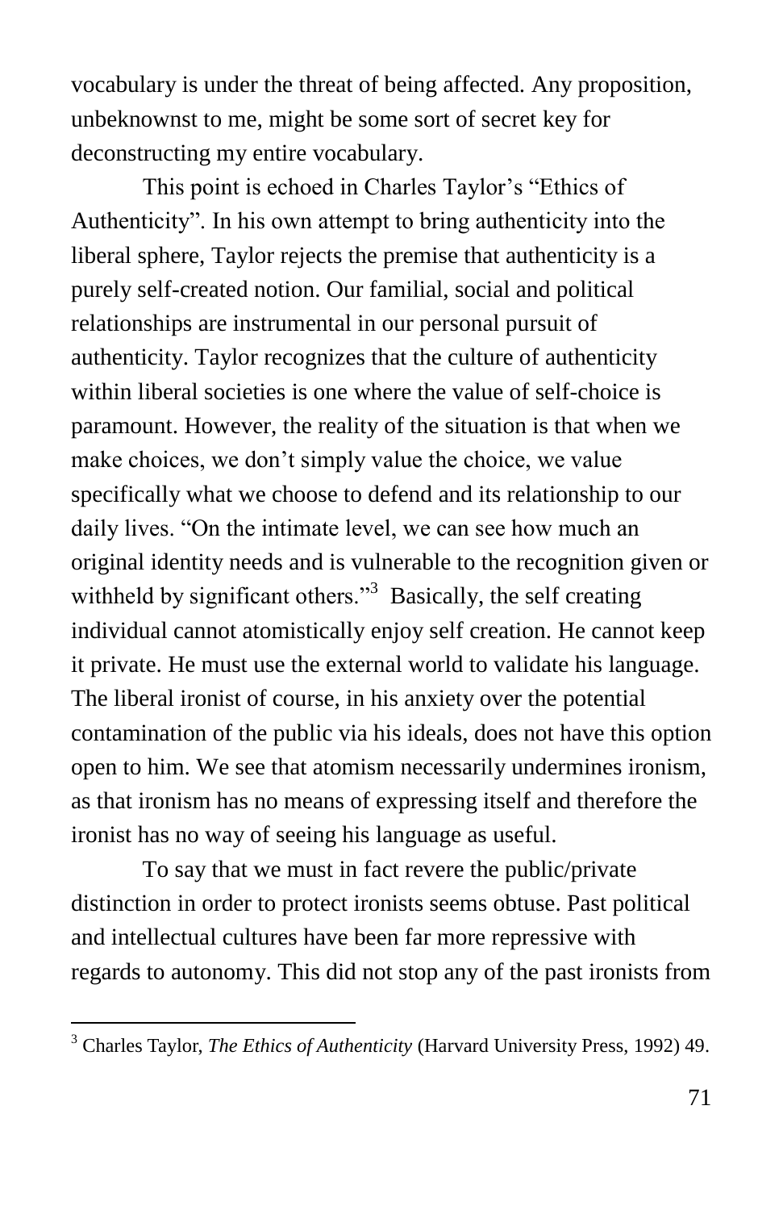vocabulary is under the threat of being affected. Any proposition, unbeknownst to me, might be some sort of secret key for deconstructing my entire vocabulary.

This point is echoed in Charles Taylor's "Ethics of Authenticity". In his own attempt to bring authenticity into the liberal sphere, Taylor rejects the premise that authenticity is a purely self-created notion. Our familial, social and political relationships are instrumental in our personal pursuit of authenticity. Taylor recognizes that the culture of authenticity within liberal societies is one where the value of self-choice is paramount. However, the reality of the situation is that when we make choices, we don't simply value the choice, we value specifically what we choose to defend and its relationship to our daily lives. "On the intimate level, we can see how much an original identity needs and is vulnerable to the recognition given or withheld by significant others."[3] Basically, the self creating individual cannot atomistically enjoy self creation. He cannot keep it private. He must use the external world to validate his language. The liberal ironist of course, in his anxiety over the potential contamination of the public via his ideals, does not have this option open to him. We see that atomism necessarily undermines ironism, as that ironism has no means of expressing itself and therefore the ironist has no way of seeing his language as useful.

To say that we must in fact revere the public/private distinction in order to protect ironists seems obtuse. Past political and intellectual cultures have been far more repressive with regards to autonomy. This did not stop any of the past ironists from

---

[3] Charles Taylor, *The Ethics of Authenticity* (Harvard University Press, 1992) 49.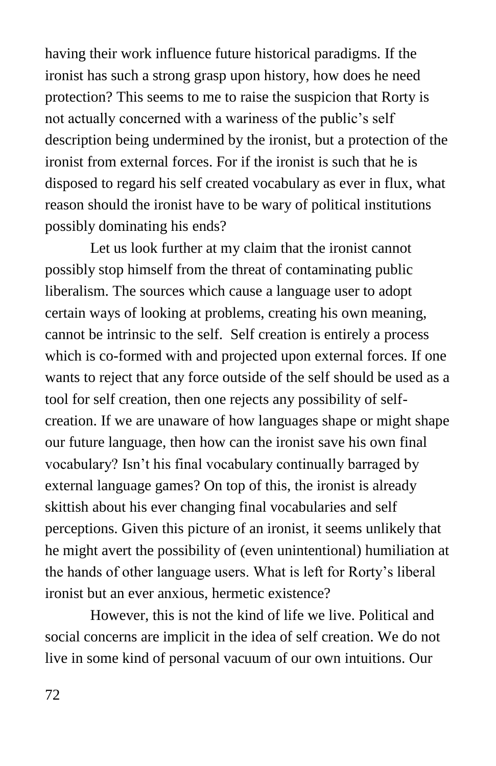having their work influence future historical paradigms. If the ironist has such a strong grasp upon history, how does he need protection? This seems to me to raise the suspicion that Rorty is not actually concerned with a wariness of the public's self description being undermined by the ironist, but a protection of the ironist from external forces. For if the ironist is such that he is disposed to regard his self created vocabulary as ever in flux, what reason should the ironist have to be wary of political institutions possibly dominating his ends?

Let us look further at my claim that the ironist cannot possibly stop himself from the threat of contaminating public liberalism. The sources which cause a language user to adopt certain ways of looking at problems, creating his own meaning, cannot be intrinsic to the self. Self creation is entirely a process which is co-formed with and projected upon external forces. If one wants to reject that any force outside of the self should be used as a tool for self creation, then one rejects any possibility of self-creation. If we are unaware of how languages shape or might shape our future language, then how can the ironist save his own final vocabulary? Isn't his final vocabulary continually barraged by external language games? On top of this, the ironist is already skittish about his ever changing final vocabularies and self perceptions. Given this picture of an ironist, it seems unlikely that he might avert the possibility of (even unintentional) humiliation at the hands of other language users. What is left for Rorty's liberal ironist but an ever anxious, hermetic existence?

However, this is not the kind of life we live. Political and social concerns are implicit in the idea of self creation. We do not live in some kind of personal vacuum of our own intuitions. Our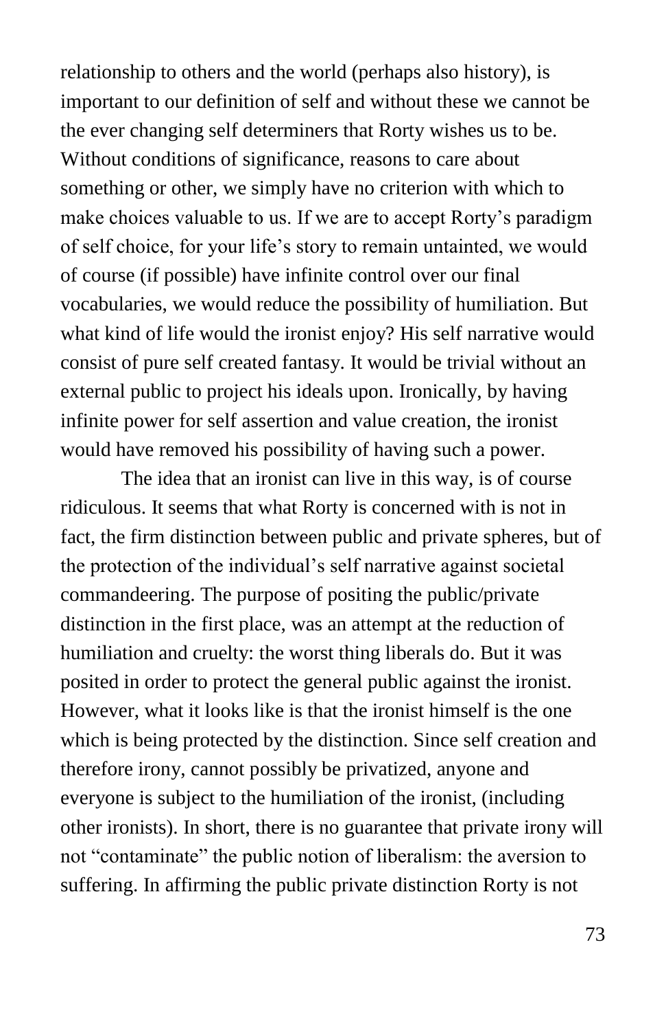relationship to others and the world (perhaps also history), is important to our definition of self and without these we cannot be the ever changing self determiners that Rorty wishes us to be. Without conditions of significance, reasons to care about something or other, we simply have no criterion with which to make choices valuable to us. If we are to accept Rorty's paradigm of self choice, for your life's story to remain untainted, we would of course (if possible) have infinite control over our final vocabularies, we would reduce the possibility of humiliation. But what kind of life would the ironist enjoy? His self narrative would consist of pure self created fantasy. It would be trivial without an external public to project his ideals upon. Ironically, by having infinite power for self assertion and value creation, the ironist would have removed his possibility of having such a power.

The idea that an ironist can live in this way, is of course ridiculous. It seems that what Rorty is concerned with is not in fact, the firm distinction between public and private spheres, but of the protection of the individual's self narrative against societal commandeering. The purpose of positing the public/private distinction in the first place, was an attempt at the reduction of humiliation and cruelty: the worst thing liberals do. But it was posited in order to protect the general public against the ironist. However, what it looks like is that the ironist himself is the one which is being protected by the distinction. Since self creation and therefore irony, cannot possibly be privatized, anyone and everyone is subject to the humiliation of the ironist, (including other ironists). In short, there is no guarantee that private irony will not "contaminate" the public notion of liberalism: the aversion to suffering. In affirming the public private distinction Rorty is not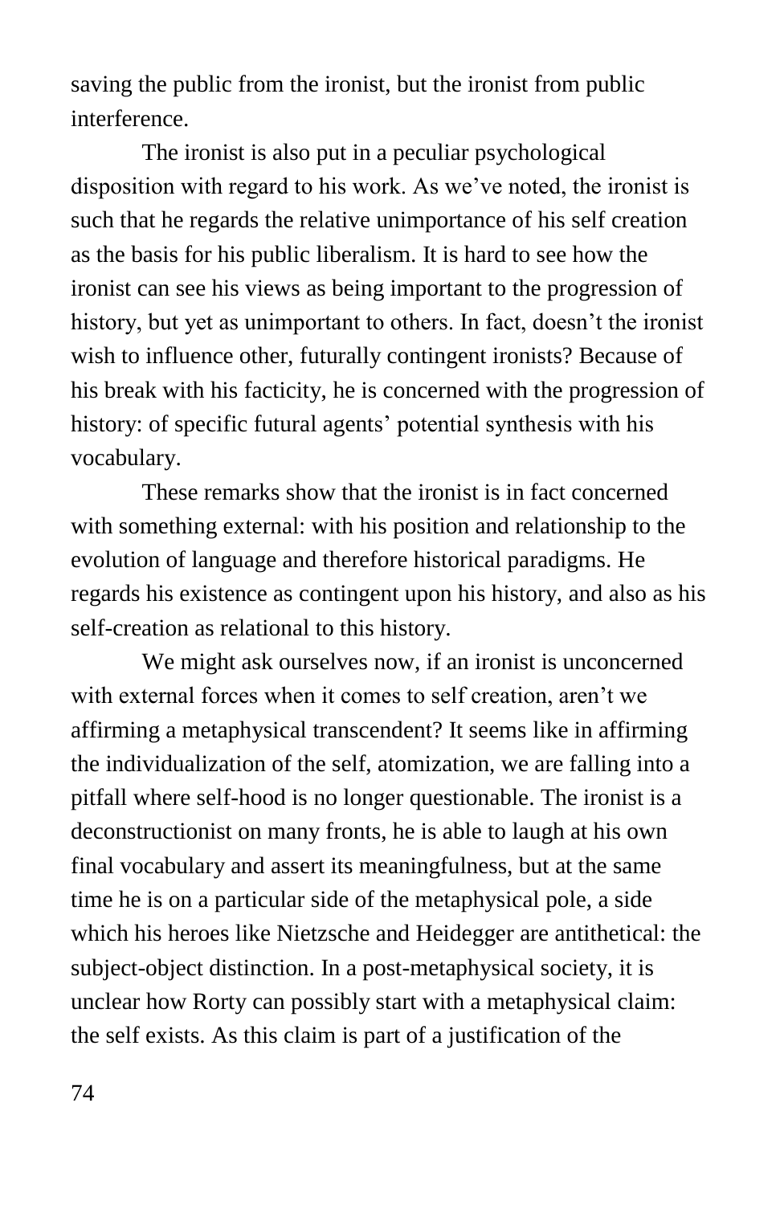saving the public from the ironist, but the ironist from public interference.

The ironist is also put in a peculiar psychological disposition with regard to his work. As we've noted, the ironist is such that he regards the relative unimportance of his self creation as the basis for his public liberalism. It is hard to see how the ironist can see his views as being important to the progression of history, but yet as unimportant to others. In fact, doesn't the ironist wish to influence other, futurally contingent ironists? Because of his break with his facticity, he is concerned with the progression of history: of specific futural agents' potential synthesis with his vocabulary.

These remarks show that the ironist is in fact concerned with something external: with his position and relationship to the evolution of language and therefore historical paradigms. He regards his existence as contingent upon his history, and also as his self-creation as relational to this history.

We might ask ourselves now, if an ironist is unconcerned with external forces when it comes to self creation, aren't we affirming a metaphysical transcendent? It seems like in affirming the individualization of the self, atomization, we are falling into a pitfall where self-hood is no longer questionable. The ironist is a deconstructionist on many fronts, he is able to laugh at his own final vocabulary and assert its meaningfulness, but at the same time he is on a particular side of the metaphysical pole, a side which his heroes like Nietzsche and Heidegger are antithetical: the subject-object distinction. In a post-metaphysical society, it is unclear how Rorty can possibly start with a metaphysical claim: the self exists. As this claim is part of a justification of the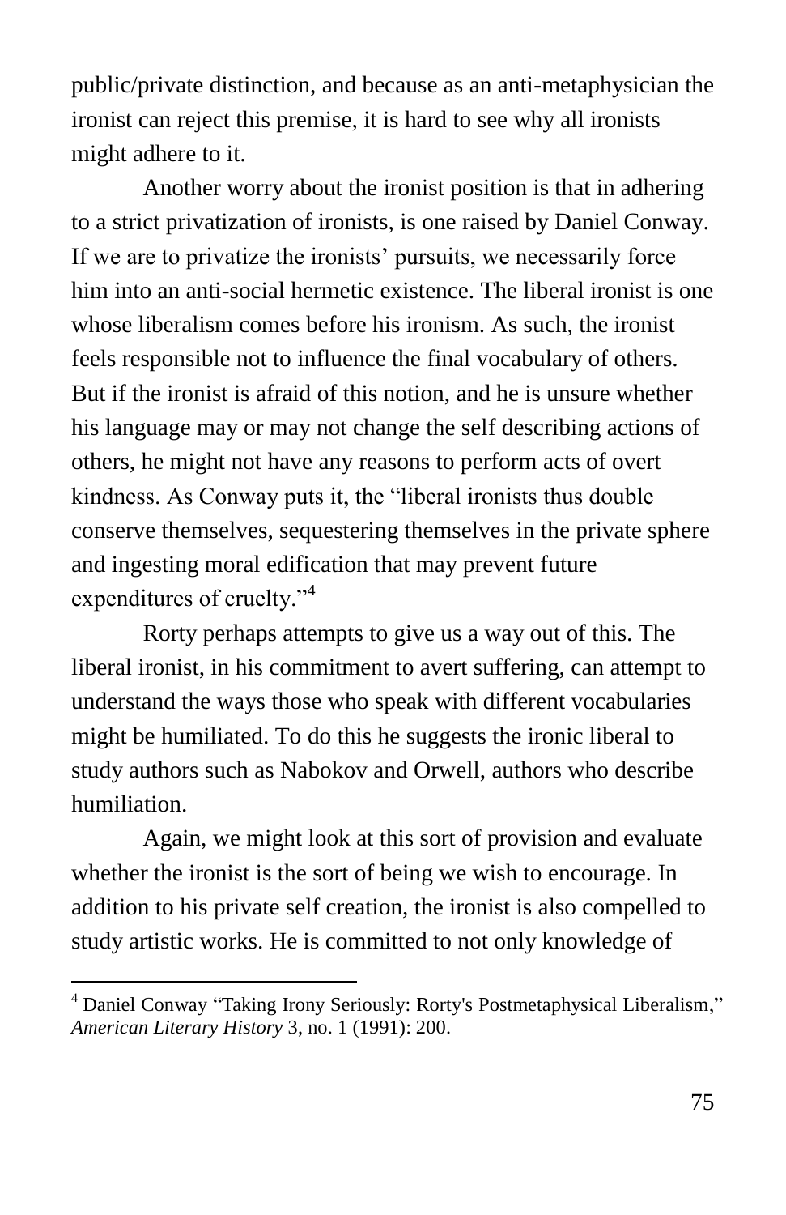public/private distinction, and because as an anti-metaphysician the ironist can reject this premise, it is hard to see why all ironists might adhere to it.

Another worry about the ironist position is that in adhering to a strict privatization of ironists, is one raised by Daniel Conway. If we are to privatize the ironists' pursuits, we necessarily force him into an anti-social hermetic existence. The liberal ironist is one whose liberalism comes before his ironism. As such, the ironist feels responsible not to influence the final vocabulary of others. But if the ironist is afraid of this notion, and he is unsure whether his language may or may not change the self describing actions of others, he might not have any reasons to perform acts of overt kindness. As Conway puts it, the "liberal ironists thus double conserve themselves, sequestering themselves in the private sphere and ingesting moral edification that may prevent future expenditures of cruelty."[4]

Rorty perhaps attempts to give us a way out of this. The liberal ironist, in his commitment to avert suffering, can attempt to understand the ways those who speak with different vocabularies might be humiliated. To do this he suggests the ironic liberal to study authors such as Nabokov and Orwell, authors who describe humiliation.

Again, we might look at this sort of provision and evaluate whether the ironist is the sort of being we wish to encourage. In addition to his private self creation, the ironist is also compelled to study artistic works. He is committed to not only knowledge of

---

[4] Daniel Conway "Taking Irony Seriously: Rorty's Postmetaphysical Liberalism," *American Literary History* 3, no. 1 (1991): 200.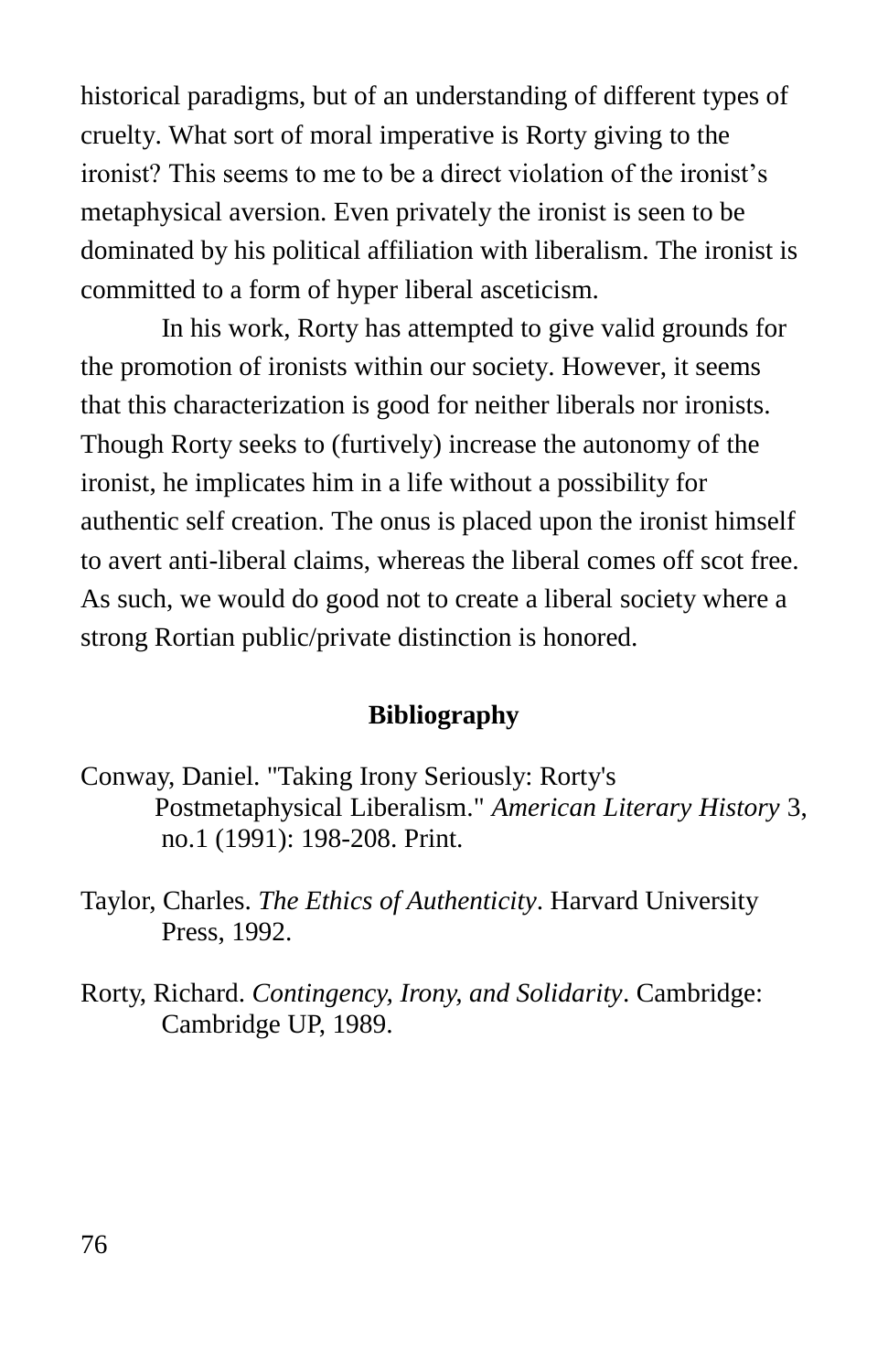historical paradigms, but of an understanding of different types of cruelty. What sort of moral imperative is Rorty giving to the ironist? This seems to me to be a direct violation of the ironist's metaphysical aversion. Even privately the ironist is seen to be dominated by his political affiliation with liberalism. The ironist is committed to a form of hyper liberal asceticism.

In his work, Rorty has attempted to give valid grounds for the promotion of ironists within our society. However, it seems that this characterization is good for neither liberals nor ironists. Though Rorty seeks to (furtively) increase the autonomy of the ironist, he implicates him in a life without a possibility for authentic self creation. The onus is placed upon the ironist himself to avert anti-liberal claims, whereas the liberal comes off scot free. As such, we would do good not to create a liberal society where a strong Rortian public/private distinction is honored.

## Bibliography

Conway, Daniel. "Taking Irony Seriously: Rorty's Postmetaphysical Liberalism." *American Literary History* 3, no.1 (1991): 198-208. Print.

Taylor, Charles. *The Ethics of Authenticity*. Harvard University Press, 1992.

Rorty, Richard. *Contingency, Irony, and Solidarity*. Cambridge: Cambridge UP, 1989.